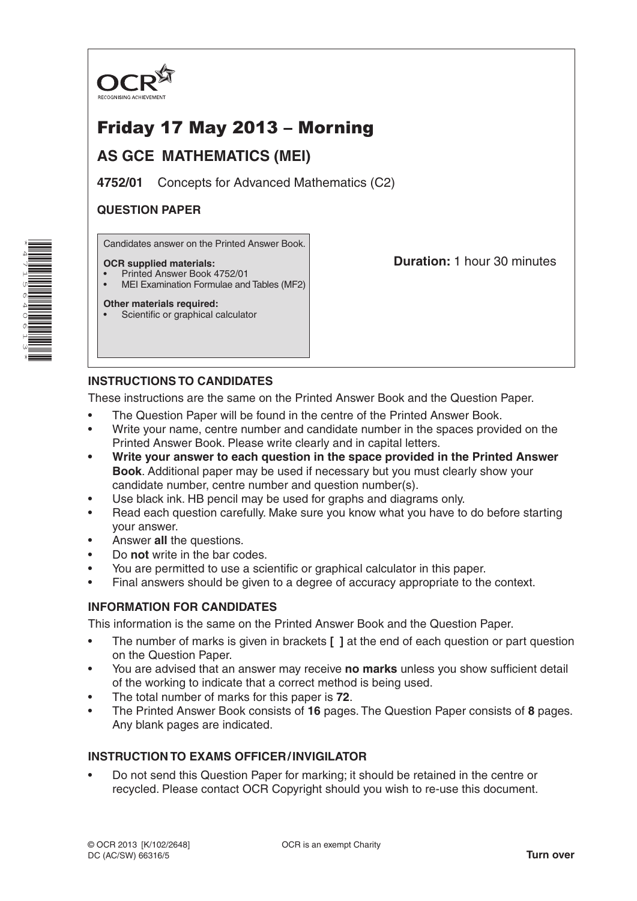OCR
RECOGNISING ACHIEVEMENT

# Friday 17 May 2013 – Morning

## AS GCE MATHEMATICS (MEI)

**4752/01** Concepts for Advanced Mathematics (C2)

**QUESTION PAPER**

Candidates answer on the Printed Answer Book.

**OCR supplied materials:**
- Printed Answer Book 4752/01
- MEI Examination Formulae and Tables (MF2)

**Other materials required:**
- Scientific or graphical calculator

**Duration:** 1 hour 30 minutes

### INSTRUCTIONS TO CANDIDATES

These instructions are the same on the Printed Answer Book and the Question Paper.

- The Question Paper will be found in the centre of the Printed Answer Book.
- Write your name, centre number and candidate number in the spaces provided on the Printed Answer Book. Please write clearly and in capital letters.
- **Write your answer to each question in the space provided in the Printed Answer Book**. Additional paper may be used if necessary but you must clearly show your candidate number, centre number and question number(s).
- Use black ink. HB pencil may be used for graphs and diagrams only.
- Read each question carefully. Make sure you know what you have to do before starting your answer.
- Answer **all** the questions.
- Do **not** write in the bar codes.
- You are permitted to use a scientific or graphical calculator in this paper.
- Final answers should be given to a degree of accuracy appropriate to the context.

### INFORMATION FOR CANDIDATES

This information is the same on the Printed Answer Book and the Question Paper.

- The number of marks is given in brackets **[ ]** at the end of each question or part question on the Question Paper.
- You are advised that an answer may receive **no marks** unless you show sufficient detail of the working to indicate that a correct method is being used.
- The total number of marks for this paper is **72**.
- The Printed Answer Book consists of **16** pages. The Question Paper consists of **8** pages. Any blank pages are indicated.

### INSTRUCTION TO EXAMS OFFICER / INVIGILATOR

- Do not send this Question Paper for marking; it should be retained in the centre or recycled. Please contact OCR Copyright should you wish to re-use this document.

© OCR 2013 [K/102/2648]
DC (AC/SW) 66316/5

OCR is an exempt Charity

**Turn over**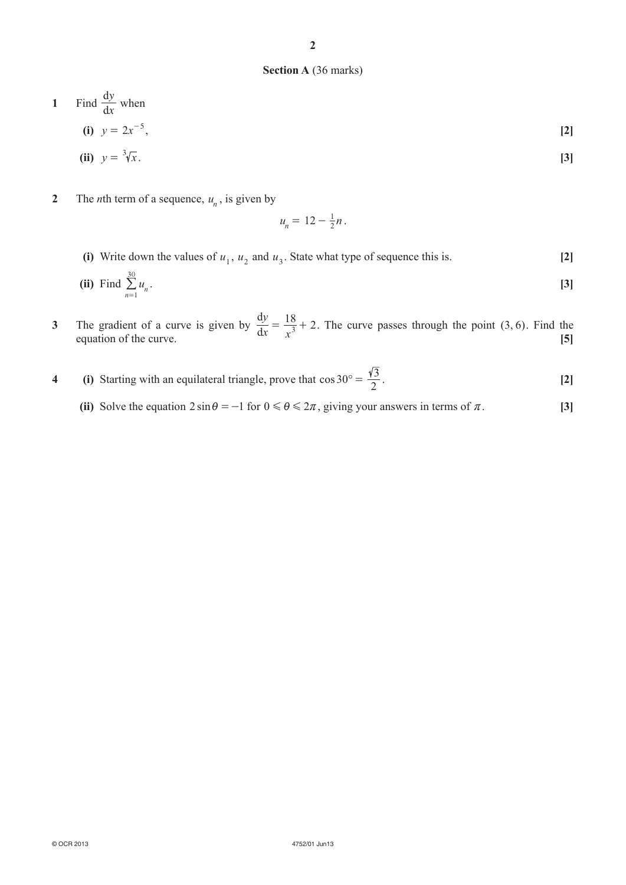## Section A (36 marks)

**1** Find $\frac{dy}{dx}$ when

**(i)** $y = 2x^{-5}$, **[2]**

**(ii)** $y = \sqrt[3]{x}$. **[3]**

**2** The $n$th term of a sequence, $u_n$, is given by

$$u_n = 12 - \tfrac{1}{2}n.$$

**(i)** Write down the values of $u_1$, $u_2$ and $u_3$. State what type of sequence this is. **[2]**

**(ii)** Find $\sum_{n=1}^{30} u_n$. **[3]**

**3** The gradient of a curve is given by $\frac{dy}{dx} = \frac{18}{x^3} + 2$. The curve passes through the point $(3, 6)$. Find the equation of the curve. **[5]**

**4** **(i)** Starting with an equilateral triangle, prove that $\cos 30° = \frac{\sqrt{3}}{2}$. **[2]**

**(ii)** Solve the equation $2\sin\theta = -1$ for $0 \leqslant \theta \leqslant 2\pi$, giving your answers in terms of $\pi$. **[3]**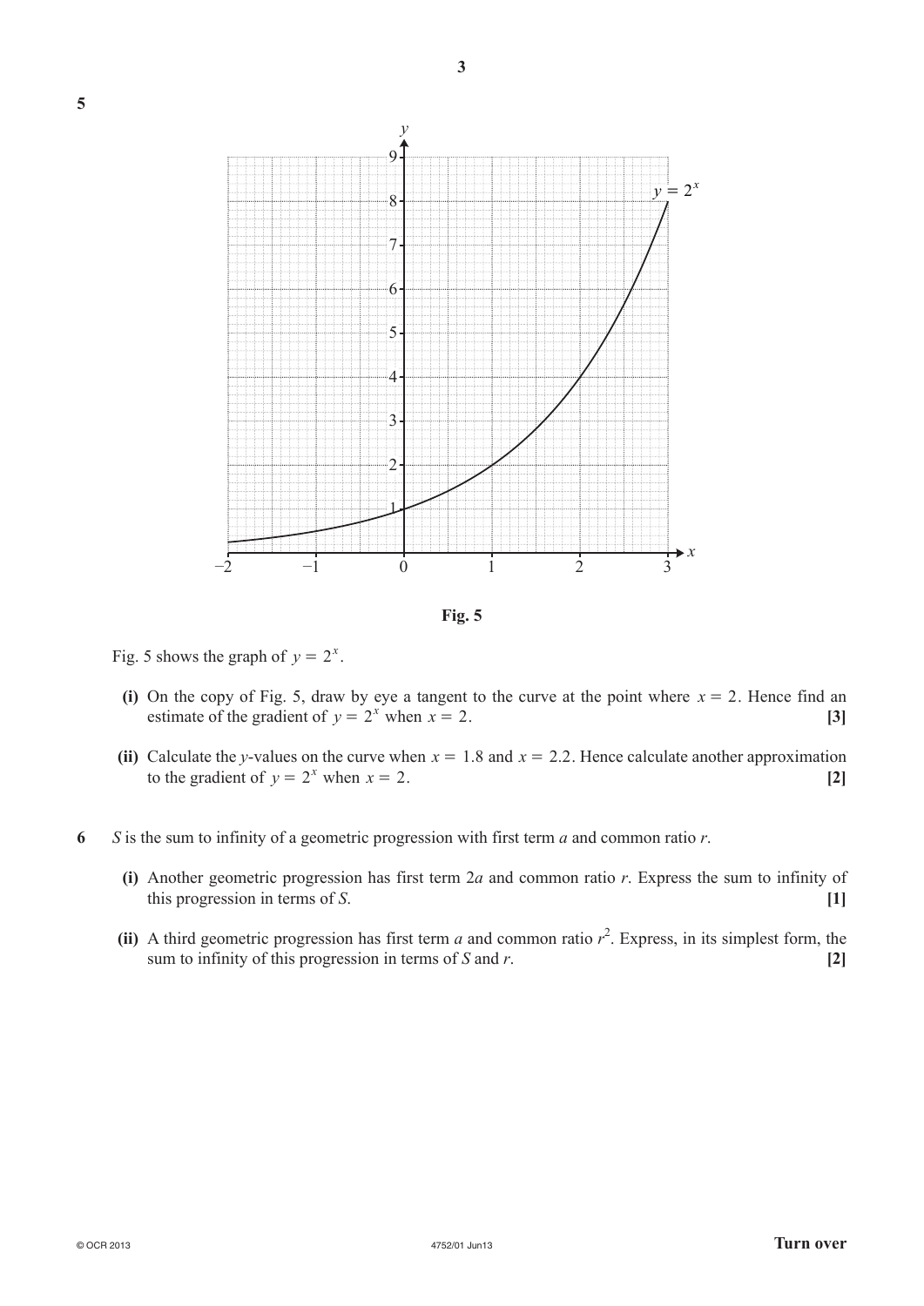**5**

Fig. 5

Fig. 5 shows the graph of $y = 2^x$.

**(i)** On the copy of Fig. 5, draw by eye a tangent to the curve at the point where $x = 2$. Hence find an estimate of the gradient of $y = 2^x$ when $x = 2$. **[3]**

**(ii)** Calculate the $y$-values on the curve when $x = 1.8$ and $x = 2.2$. Hence calculate another approximation to the gradient of $y = 2^x$ when $x = 2$. **[2]**

**6** $S$ is the sum to infinity of a geometric progression with first term $a$ and common ratio $r$.

**(i)** Another geometric progression has first term $2a$ and common ratio $r$. Express the sum to infinity of this progression in terms of $S$. **[1]**

**(ii)** A third geometric progression has first term $a$ and common ratio $r^2$. Express, in its simplest form, the sum to infinity of this progression in terms of $S$ and $r$. **[2]**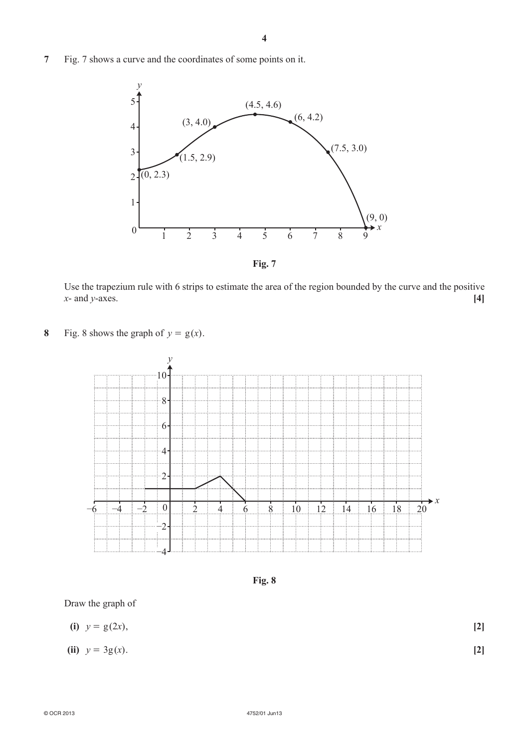**7** Fig. 7 shows a curve and the coordinates of some points on it.

Fig. 7

Use the trapezium rule with 6 strips to estimate the area of the region bounded by the curve and the positive $x$- and $y$-axes. **[4]**

**8** Fig. 8 shows the graph of $y = \mathrm{g}(x)$.

Fig. 8

Draw the graph of

**(i)** $y = \mathrm{g}(2x)$, **[2]**

**(ii)** $y = 3\mathrm{g}(x)$. **[2]**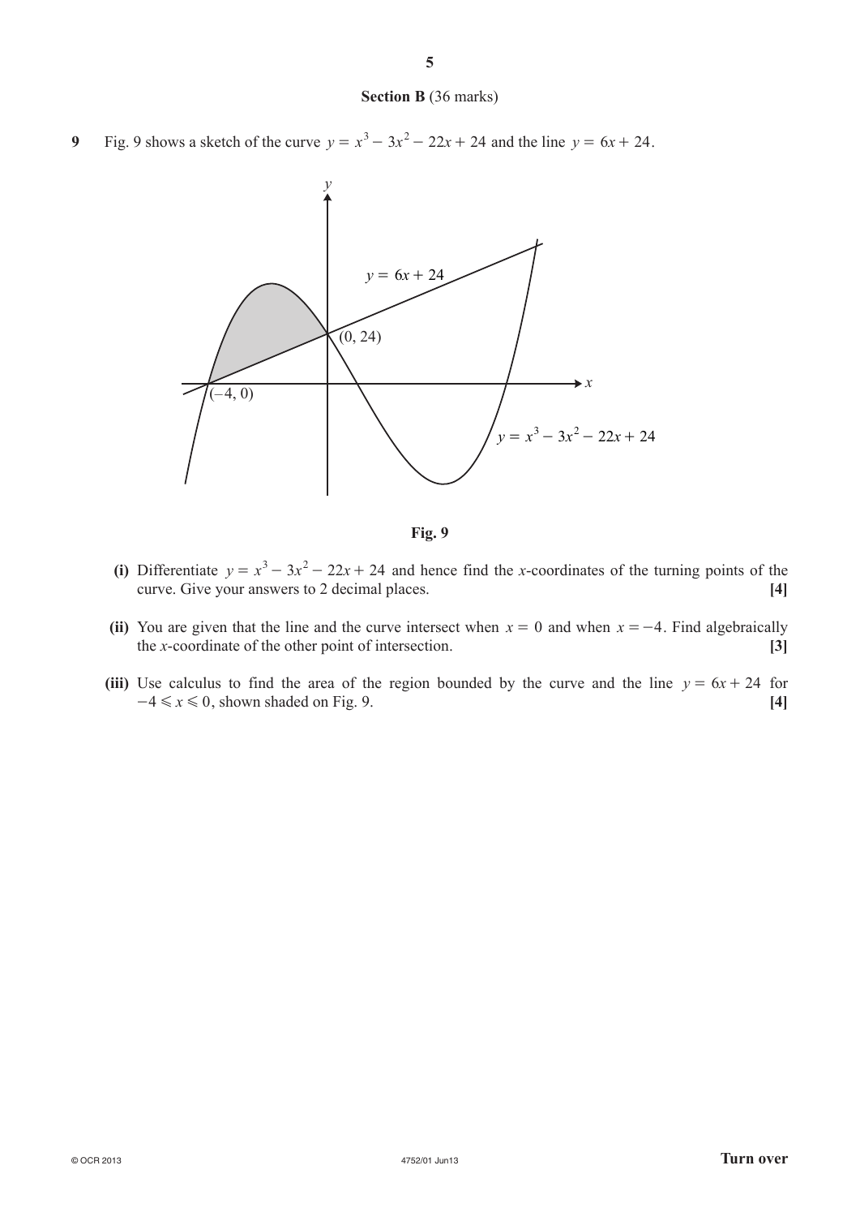## Section B (36 marks)

**9** Fig. 9 shows a sketch of the curve $y = x^3 - 3x^2 - 22x + 24$ and the line $y = 6x + 24$.

**Fig. 9**

**(i)** Differentiate $y = x^3 - 3x^2 - 22x + 24$ and hence find the $x$-coordinates of the turning points of the curve. Give your answers to 2 decimal places. **[4]**

**(ii)** You are given that the line and the curve intersect when $x = 0$ and when $x = -4$. Find algebraically the $x$-coordinate of the other point of intersection. **[3]**

**(iii)** Use calculus to find the area of the region bounded by the curve and the line $y = 6x + 24$ for $-4 \leqslant x \leqslant 0$, shown shaded on Fig. 9. **[4]**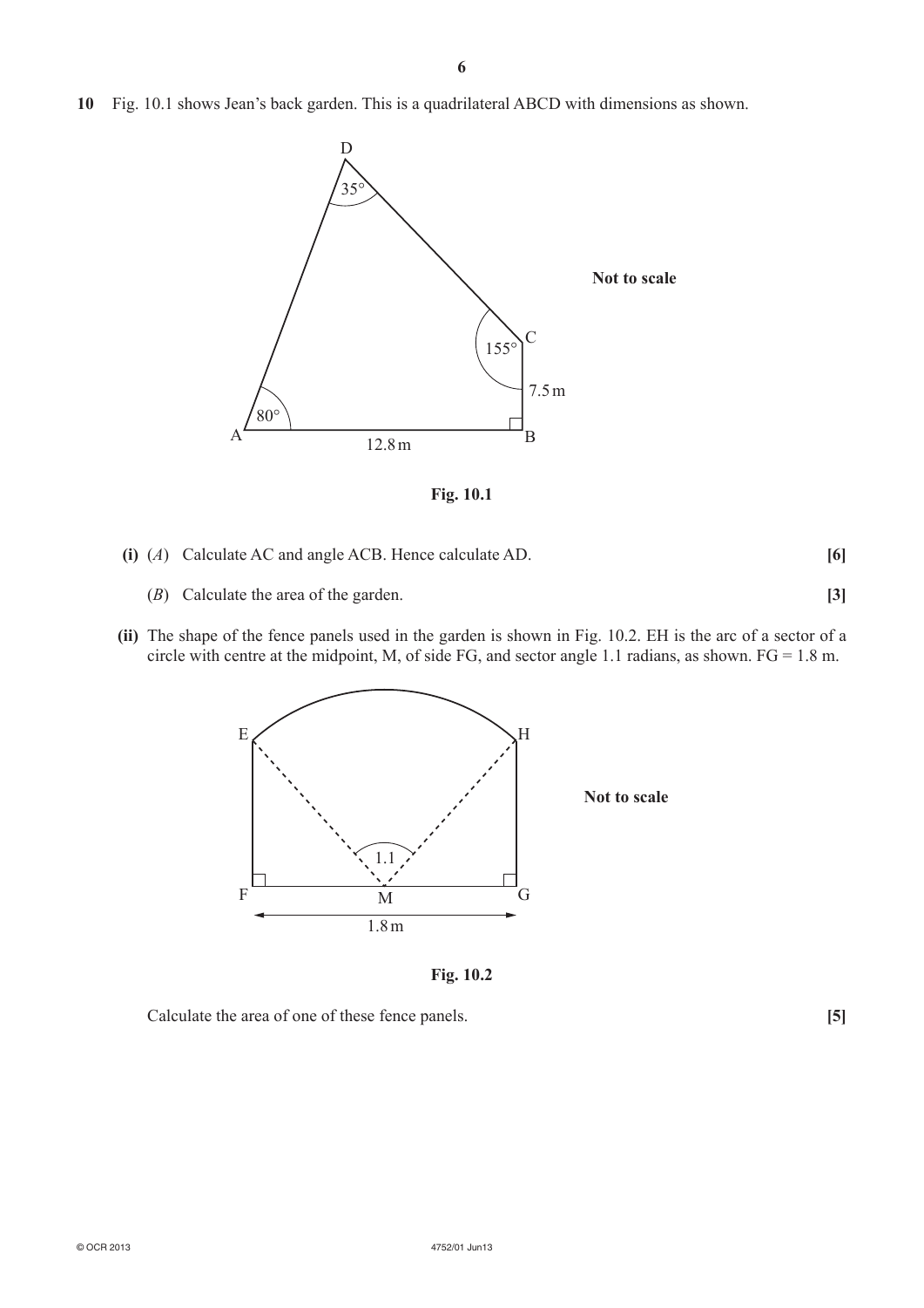**10** Fig. 10.1 shows Jean's back garden. This is a quadrilateral ABCD with dimensions as shown.

**Not to scale**

Fig. 10.1

**(i)** (*A*) Calculate AC and angle ACB. Hence calculate AD. **[6]**

(*B*) Calculate the area of the garden. **[3]**

**(ii)** The shape of the fence panels used in the garden is shown in Fig. 10.2. EH is the arc of a sector of a circle with centre at the midpoint, M, of side FG, and sector angle 1.1 radians, as shown. FG = 1.8 m.

**Not to scale**

Fig. 10.2

Calculate the area of one of these fence panels. **[5]**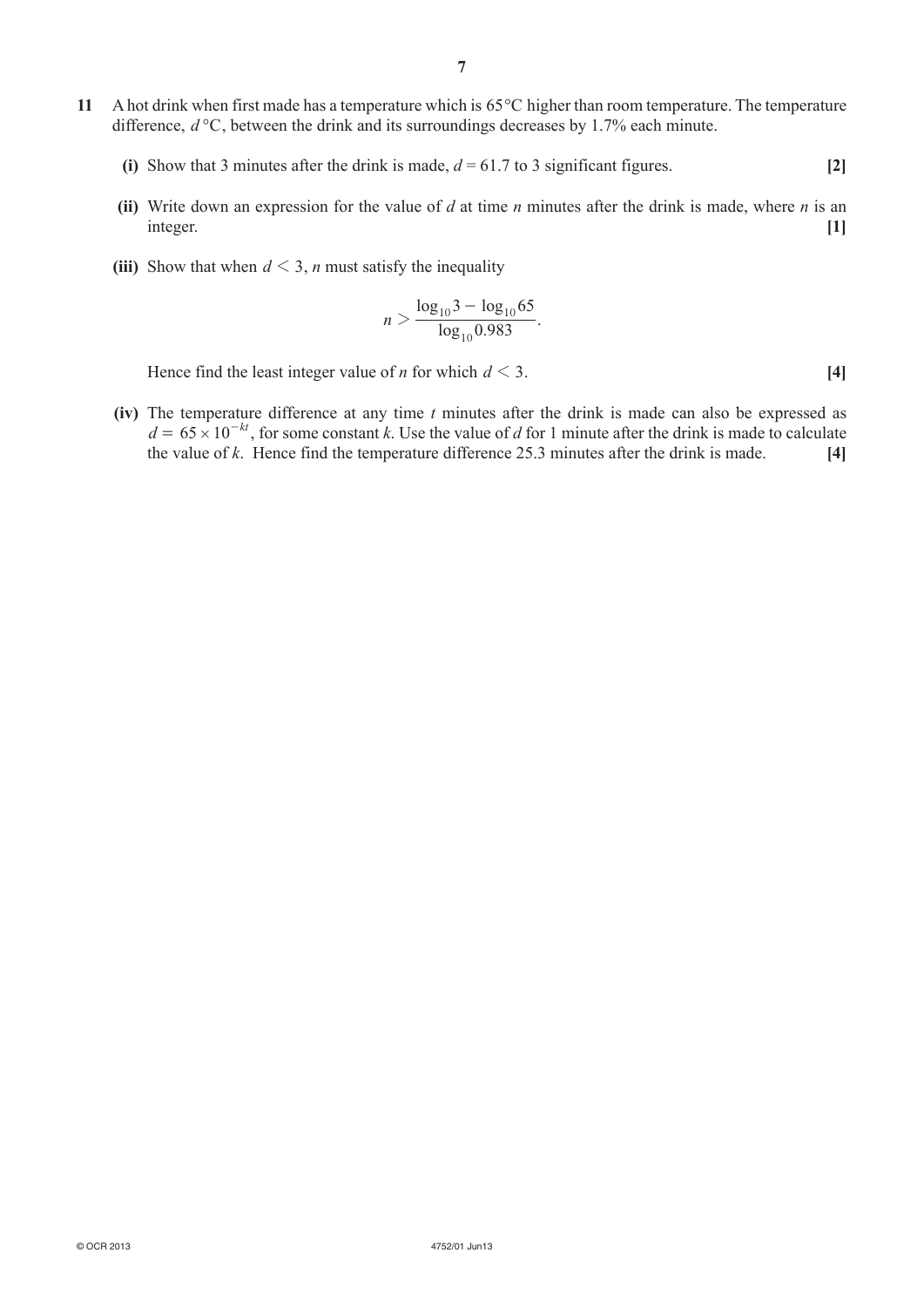**11** A hot drink when first made has a temperature which is 65°C higher than room temperature. The temperature difference, $d$ °C, between the drink and its surroundings decreases by 1.7% each minute.

**(i)** Show that 3 minutes after the drink is made, $d = 61.7$ to 3 significant figures. **[2]**

**(ii)** Write down an expression for the value of $d$ at time $n$ minutes after the drink is made, where $n$ is an integer. **[1]**

**(iii)** Show that when $d < 3$, $n$ must satisfy the inequality

$$n > \frac{\log_{10} 3 - \log_{10} 65}{\log_{10} 0.983}.$$

Hence find the least integer value of $n$ for which $d < 3$. **[4]**

**(iv)** The temperature difference at any time $t$ minutes after the drink is made can also be expressed as $d = 65 \times 10^{-kt}$, for some constant $k$. Use the value of $d$ for 1 minute after the drink is made to calculate the value of $k$. Hence find the temperature difference 25.3 minutes after the drink is made. **[4]**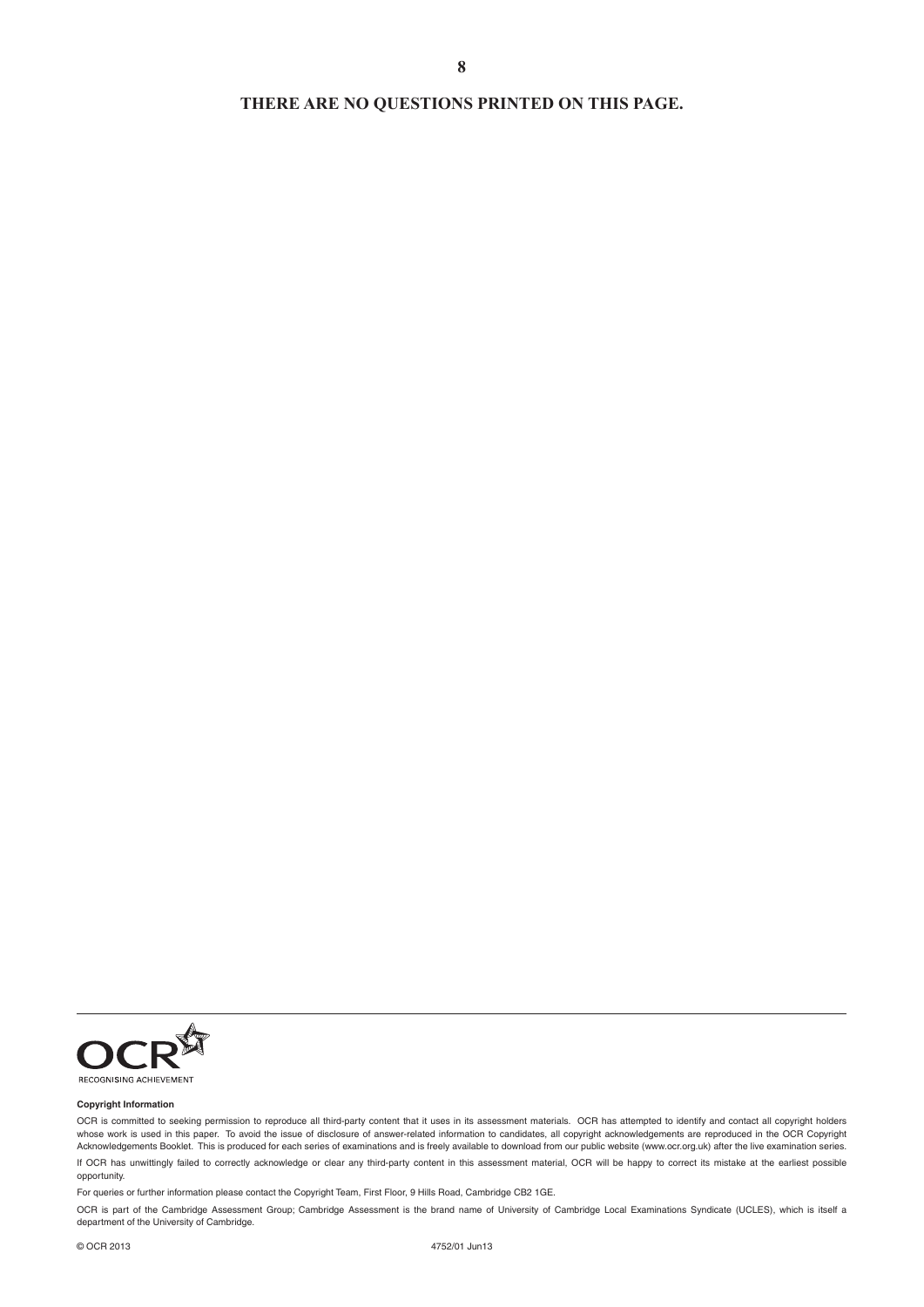**THERE ARE NO QUESTIONS PRINTED ON THIS PAGE.**

OCR
RECOGNISING ACHIEVEMENT

**Copyright Information**

OCR is committed to seeking permission to reproduce all third-party content that it uses in its assessment materials. OCR has attempted to identify and contact all copyright holders whose work is used in this paper. To avoid the issue of disclosure of answer-related information to candidates, all copyright acknowledgements are reproduced in the OCR Copyright Acknowledgements Booklet. This is produced for each series of examinations and is freely available to download from our public website (www.ocr.org.uk) after the live examination series.

If OCR has unwittingly failed to correctly acknowledge or clear any third-party content in this assessment material, OCR will be happy to correct its mistake at the earliest possible opportunity.

For queries or further information please contact the Copyright Team, First Floor, 9 Hills Road, Cambridge CB2 1GE.

OCR is part of the Cambridge Assessment Group; Cambridge Assessment is the brand name of University of Cambridge Local Examinations Syndicate (UCLES), which is itself a department of the University of Cambridge.

© OCR 2013 4752/01 Jun13